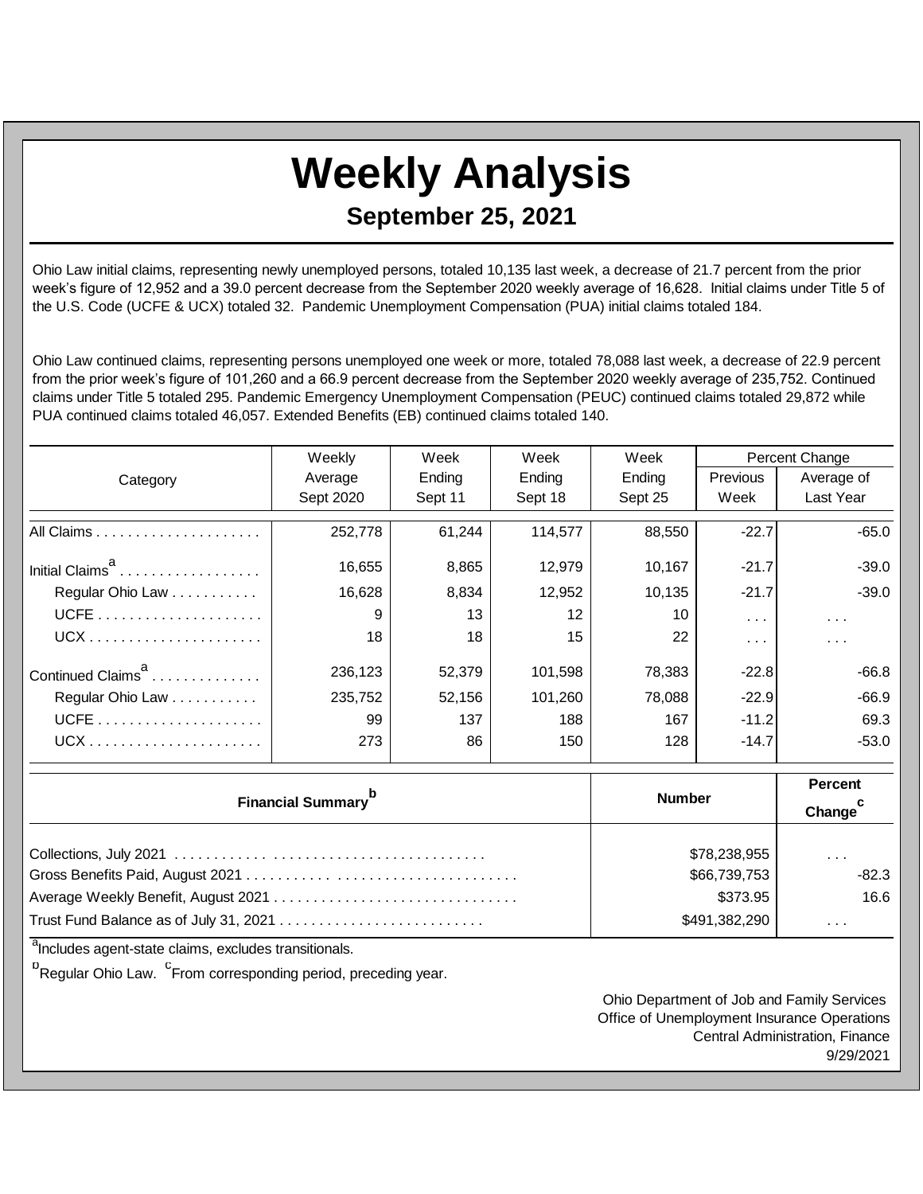# Weekly Analysis

## September 25, 2021

Ohio Law initial claims, representing newly unemployed persons, totaled 10,135 last week, a decrease of 21.7 percent from the prior week's figure of 12,952 and a 39.0 percent decrease from the September 2020 weekly average of 16,628. Initial claims under Title 5 of the U.S. Code (UCFE & UCX) totaled 32. Pandemic Unemployment Compensation (PUA) initial claims totaled 184.

Ohio Law continued claims, representing persons unemployed one week or more, totaled 78,088 last week, a decrease of 22.9 percent from the prior week's figure of 101,260 and a 66.9 percent decrease from the September 2020 weekly average of 235,752. Continued claims under Title 5 totaled 295. Pandemic Emergency Unemployment Compensation (PEUC) continued claims totaled 29,872 while PUA continued claims totaled 46,057. Extended Benefits (EB) continued claims totaled 140.

| Category | Weekly Average Sept 2020 | Week Ending Sept 11 | Week Ending Sept 18 | Week Ending Sept 25 | Percent Change | |
|---|---|---|---|---|---|---|
| | | | | | Previous Week | Average of Last Year |
| All Claims | 252,778 | 61,244 | 114,577 | 88,550 | -22.7 | -65.0 |
| Initial Claims[a] | 16,655 | 8,865 | 12,979 | 10,167 | -21.7 | -39.0 |
| Regular Ohio Law | 16,628 | 8,834 | 12,952 | 10,135 | -21.7 | -39.0 |
| UCFE | 9 | 13 | 12 | 10 | . . . | . . . |
| UCX | 18 | 18 | 15 | 22 | . . . | . . . |
| Continued Claims[a] | 236,123 | 52,379 | 101,598 | 78,383 | -22.8 | -66.8 |
| Regular Ohio Law | 235,752 | 52,156 | 101,260 | 78,088 | -22.9 | -66.9 |
| UCFE | 99 | 137 | 188 | 167 | -11.2 | 69.3 |
| UCX | 273 | 86 | 150 | 128 | -14.7 | -53.0 |

| Financial Summary[b] | Number | Percent Change[c] |
|---|---|---|
| Collections, July 2021 | $78,238,955 | . . . |
| Gross Benefits Paid, August 2021 | $66,739,753 | -82.3 |
| Average Weekly Benefit, August 2021 | $373.95 | 16.6 |
| Trust Fund Balance as of July 31, 2021 | $491,382,290 | . . . |

[a]Includes agent-state claims, excludes transitionals.

[b]Regular Ohio Law. [c]From corresponding period, preceding year.

Ohio Department of Job and Family Services
Office of Unemployment Insurance Operations
Central Administration, Finance
9/29/2021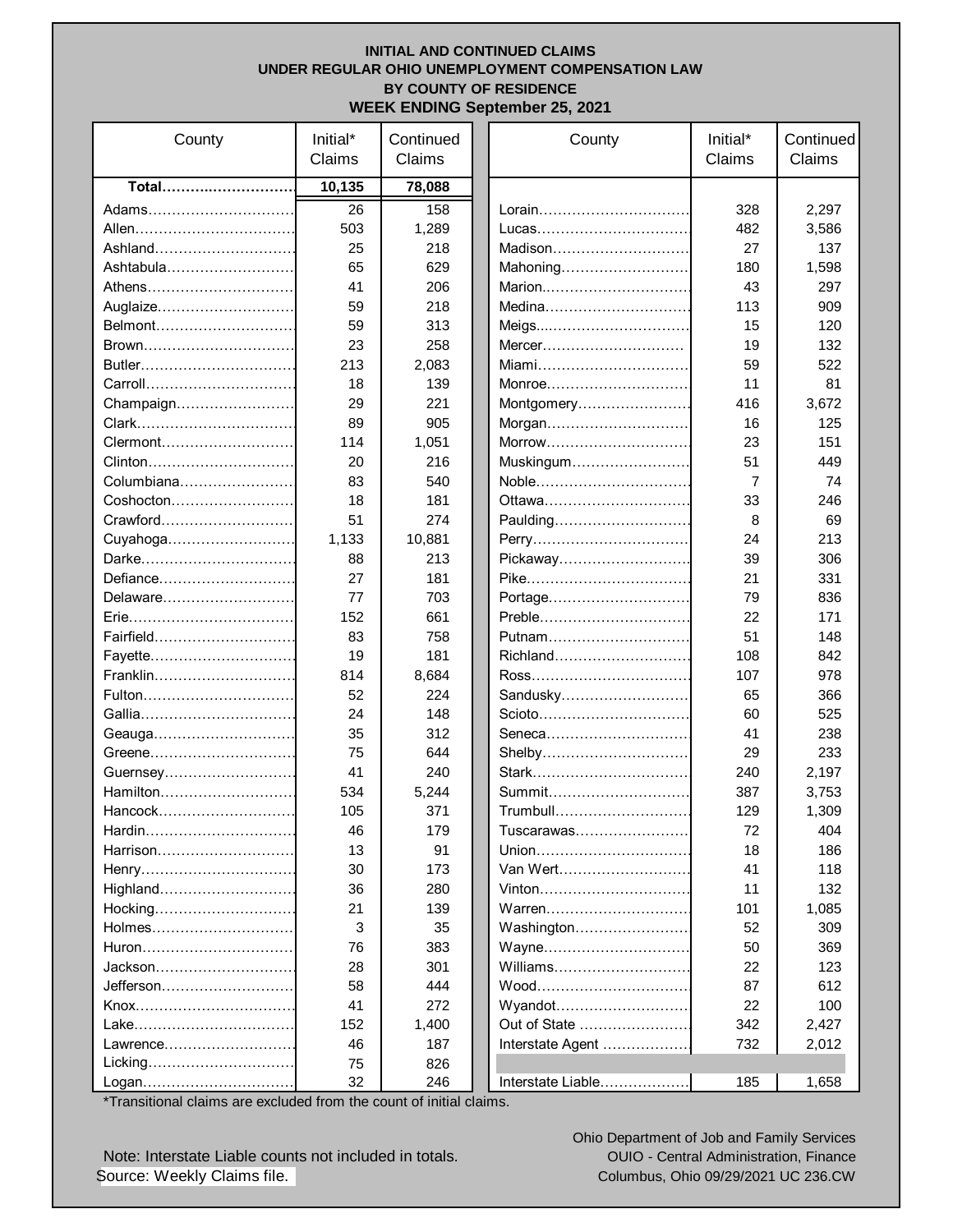## INITIAL AND CONTINUED CLAIMS UNDER REGULAR OHIO UNEMPLOYMENT COMPENSATION LAW BY COUNTY OF RESIDENCE WEEK ENDING September 25, 2021

| County | Initial* Claims | Continued Claims | County | Initial* Claims | Continued Claims |
|---|---|---|---|---|---|
| **Total** | **10,135** | **78,088** | | | |
| Adams | 26 | 158 | Lorain | 328 | 2,297 |
| Allen | 503 | 1,289 | Lucas | 482 | 3,586 |
| Ashland | 25 | 218 | Madison | 27 | 137 |
| Ashtabula | 65 | 629 | Mahoning | 180 | 1,598 |
| Athens | 41 | 206 | Marion | 43 | 297 |
| Auglaize | 59 | 218 | Medina | 113 | 909 |
| Belmont | 59 | 313 | Meigs | 15 | 120 |
| Brown | 23 | 258 | Mercer | 19 | 132 |
| Butler | 213 | 2,083 | Miami | 59 | 522 |
| Carroll | 18 | 139 | Monroe | 11 | 81 |
| Champaign | 29 | 221 | Montgomery | 416 | 3,672 |
| Clark | 89 | 905 | Morgan | 16 | 125 |
| Clermont | 114 | 1,051 | Morrow | 23 | 151 |
| Clinton | 20 | 216 | Muskingum | 51 | 449 |
| Columbiana | 83 | 540 | Noble | 7 | 74 |
| Coshocton | 18 | 181 | Ottawa | 33 | 246 |
| Crawford | 51 | 274 | Paulding | 8 | 69 |
| Cuyahoga | 1,133 | 10,881 | Perry | 24 | 213 |
| Darke | 88 | 213 | Pickaway | 39 | 306 |
| Defiance | 27 | 181 | Pike | 21 | 331 |
| Delaware | 77 | 703 | Portage | 79 | 836 |
| Erie | 152 | 661 | Preble | 22 | 171 |
| Fairfield | 83 | 758 | Putnam | 51 | 148 |
| Fayette | 19 | 181 | Richland | 108 | 842 |
| Franklin | 814 | 8,684 | Ross | 107 | 978 |
| Fulton | 52 | 224 | Sandusky | 65 | 366 |
| Gallia | 24 | 148 | Scioto | 60 | 525 |
| Geauga | 35 | 312 | Seneca | 41 | 238 |
| Greene | 75 | 644 | Shelby | 29 | 233 |
| Guernsey | 41 | 240 | Stark | 240 | 2,197 |
| Hamilton | 534 | 5,244 | Summit | 387 | 3,753 |
| Hancock | 105 | 371 | Trumbull | 129 | 1,309 |
| Hardin | 46 | 179 | Tuscarawas | 72 | 404 |
| Harrison | 13 | 91 | Union | 18 | 186 |
| Henry | 30 | 173 | Van Wert | 41 | 118 |
| Highland | 36 | 280 | Vinton | 11 | 132 |
| Hocking | 21 | 139 | Warren | 101 | 1,085 |
| Holmes | 3 | 35 | Washington | 52 | 309 |
| Huron | 76 | 383 | Wayne | 50 | 369 |
| Jackson | 28 | 301 | Williams | 22 | 123 |
| Jefferson | 58 | 444 | Wood | 87 | 612 |
| Knox | 41 | 272 | Wyandot | 22 | 100 |
| Lake | 152 | 1,400 | Out of State | 342 | 2,427 |
| Lawrence | 46 | 187 | Interstate Agent | 732 | 2,012 |
| Licking | 75 | 826 | | | |
| Logan | 32 | 246 | Interstate Liable | 185 | 1,658 |

*Transitional claims are excluded from the count of initial claims.

Note: Interstate Liable counts not included in totals.

Source: Weekly Claims file.

Ohio Department of Job and Family Services
OUIO - Central Administration, Finance
Columbus, Ohio 09/29/2021 UC 236.CW